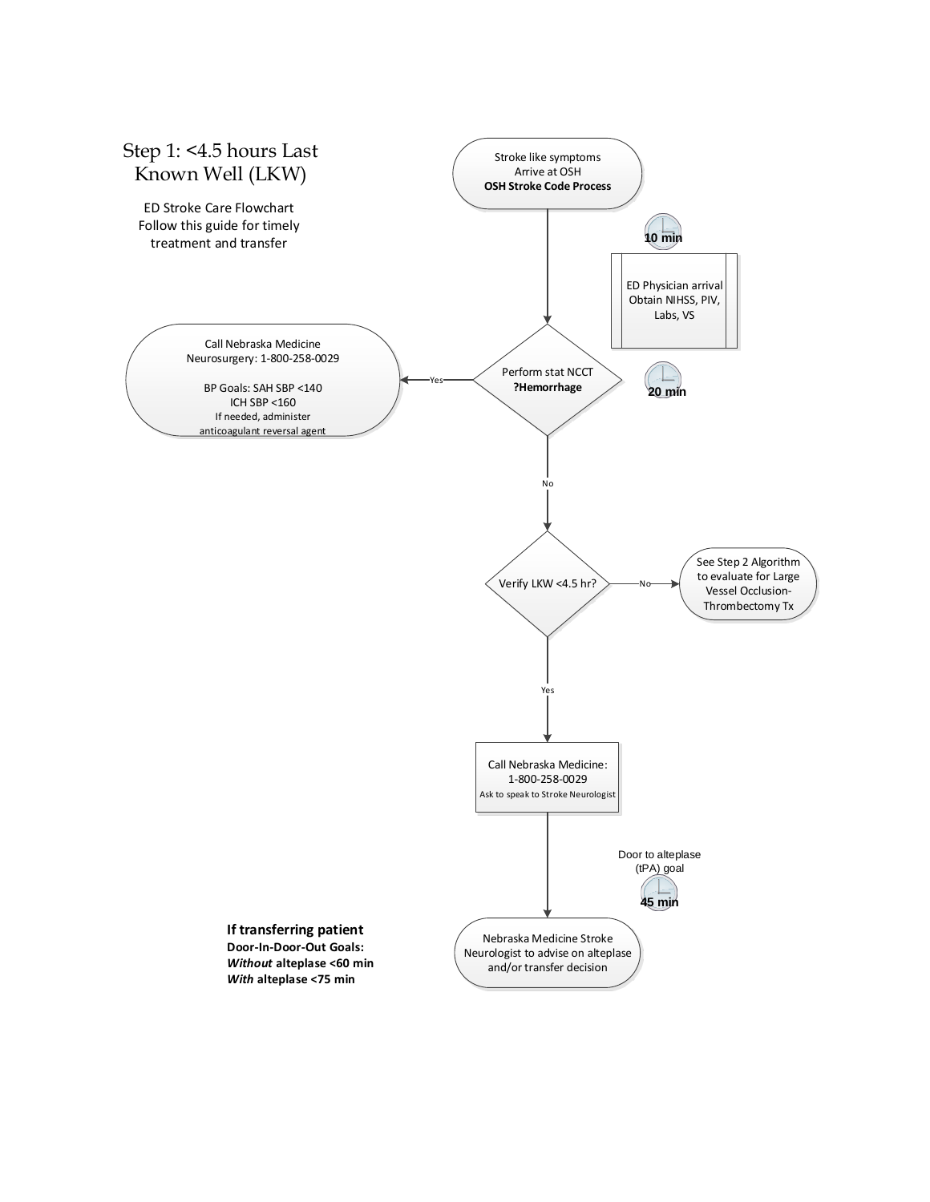# Step 1: <4.5 hours Last Known Well (LKW)

ED Stroke Care Flowchart
Follow this guide for timely treatment and transfer

Stroke like symptoms
Arrive at OSH
**OSH Stroke Code Process**

**10 min**

ED Physician arrival
Obtain NIHSS, PIV, Labs, VS

Perform stat NCCT
**?Hemorrhage**

**20 min**

Yes →

Call Nebraska Medicine
Neurosurgery: 1-800-258-0029

BP Goals: SAH SBP <140
ICH SBP <160
If needed, administer anticoagulant reversal agent

No ↓

Verify LKW <4.5 hr?

No →

See Step 2 Algorithm to evaluate for Large Vessel Occlusion-Thrombectomy Tx

Yes ↓

Call Nebraska Medicine:
1-800-258-0029
Ask to speak to Stroke Neurologist

Door to alteplase (tPA) goal

**45 min**

Nebraska Medicine Stroke Neurologist to advise on alteplase and/or transfer decision

**If transferring patient**
**Door-In-Door-Out Goals:**
***Without* alteplase <60 min**
***With* alteplase <75 min**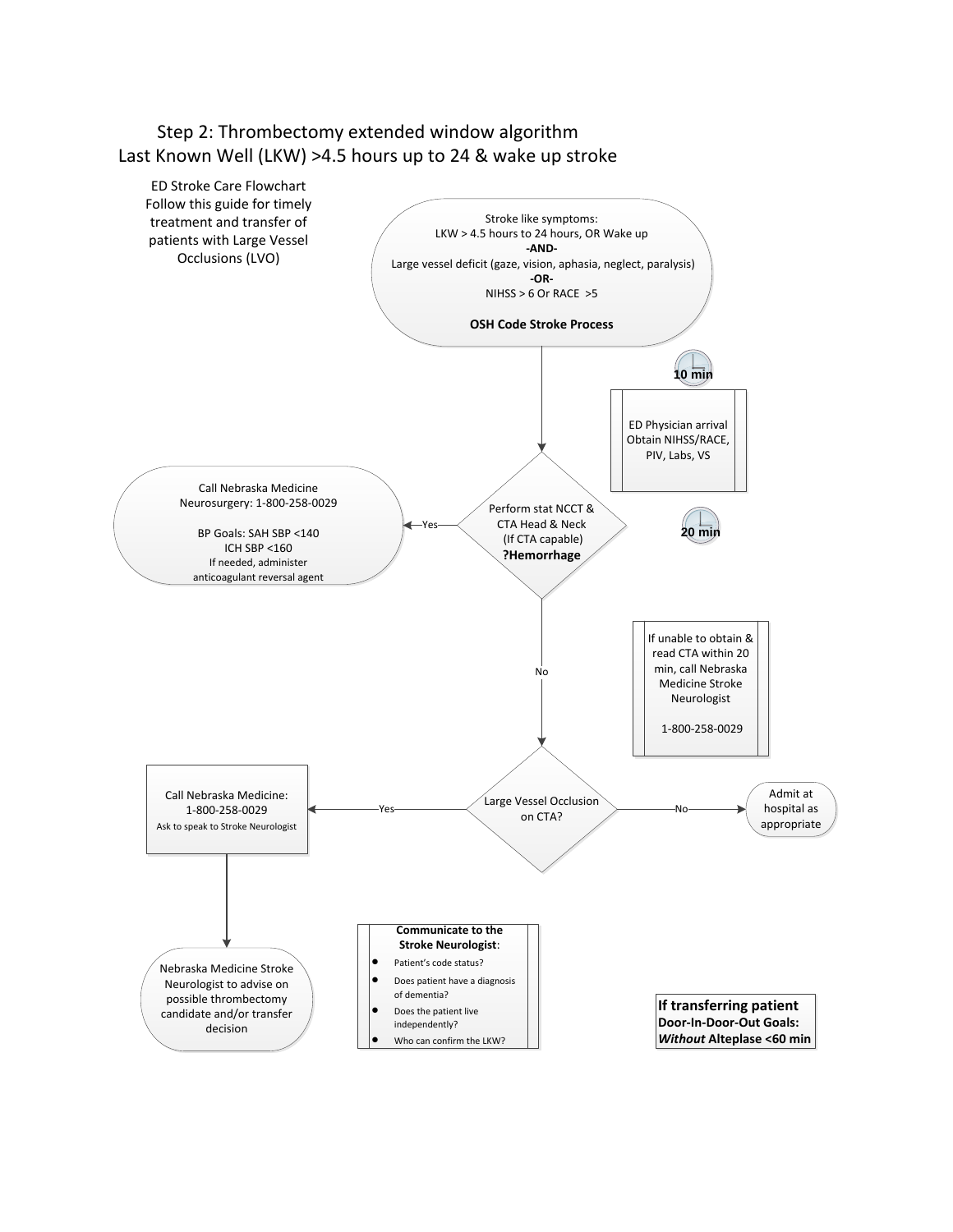# Step 2: Thrombectomy extended window algorithm
## Last Known Well (LKW) >4.5 hours up to 24 & wake up stroke

ED Stroke Care Flowchart
Follow this guide for timely treatment and transfer of patients with Large Vessel Occlusions (LVO)

Stroke like symptoms:
LKW > 4.5 hours to 24 hours, OR Wake up
**-AND-**
Large vessel deficit (gaze, vision, aphasia, neglect, paralysis)
**-OR-**
NIHSS > 6 Or RACE >5

**OSH Code Stroke Process**

**10 min**

ED Physician arrival
Obtain NIHSS/RACE, PIV, Labs, VS

Perform stat NCCT & CTA Head & Neck
(If CTA capable)
**?Hemorrhage**

**20 min**

Yes →

Call Nebraska Medicine
Neurosurgery: 1-800-258-0029

BP Goals: SAH SBP <140
ICH SBP <160
If needed, administer anticoagulant reversal agent

No ↓

If unable to obtain & read CTA within 20 min, call Nebraska Medicine Stroke Neurologist

1-800-258-0029

Large Vessel Occlusion on CTA?

No → Admit at hospital as appropriate

Yes →

Call Nebraska Medicine:
1-800-258-0029
Ask to speak to Stroke Neurologist

↓

Nebraska Medicine Stroke Neurologist to advise on possible thrombectomy candidate and/or transfer decision

**Communicate to the Stroke Neurologist**:

- Patient's code status?
- Does patient have a diagnosis of dementia?
- Does the patient live independently?
- Who can confirm the LKW?

**If transferring patient**
**Door-In-Door-Out Goals:**
***Without* Alteplase <60 min**